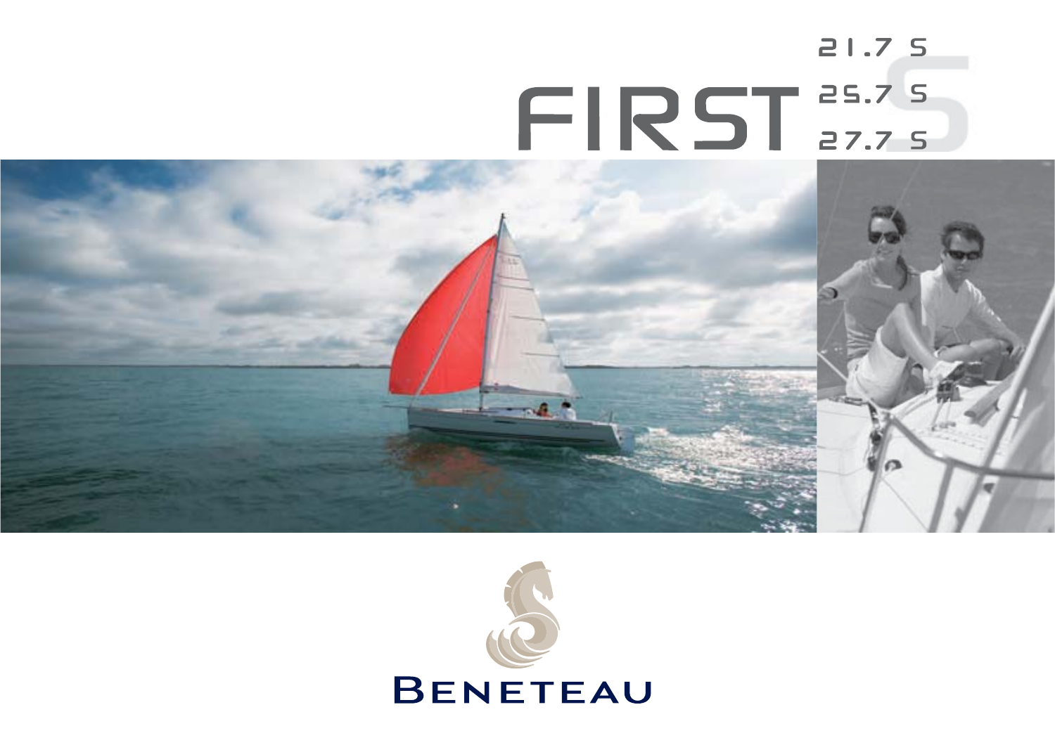# FIRST

21.7 S

25.7 S

27.7 S

BENETEAU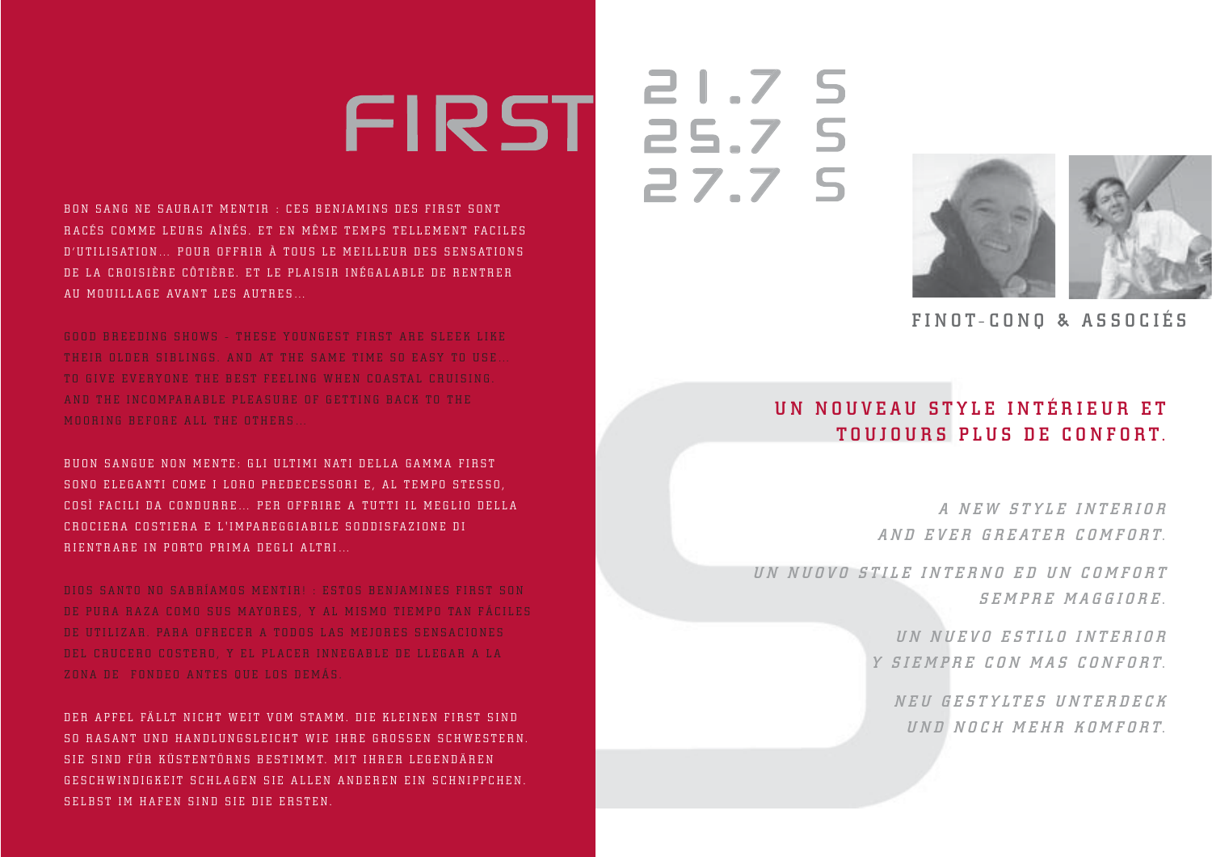# FIRST 21.7 S 25.7 S 27.7 S

BON SANG NE SAURAIT MENTIR : CES BENJAMINS DES FIRST SONT RACÉS COMME LEURS AÎNÉS. ET EN MÊME TEMPS TELLEMENT FACILES D'UTILISATION… POUR OFFRIR À TOUS LE MEILLEUR DES SENSATIONS DE LA CROISIÈRE CÔTIÈRE. ET LE PLAISIR INÉGALABLE DE RENTRER AU MOUILLAGE AVANT LES AUTRES…

GOOD BREEDING SHOWS - THESE YOUNGEST FIRST ARE SLEEK LIKE THEIR OLDER SIBLINGS. AND AT THE SAME TIME SO EASY TO USE… TO GIVE EVERYONE THE BEST FEELING WHEN COASTAL CRUISING. AND THE INCOMPARABLE PLEASURE OF GETTING BACK TO THE MOORING BEFORE ALL THE OTHERS…

BUON SANGUE NON MENTE: GLI ULTIMI NATI DELLA GAMMA FIRST SONO ELEGANTI COME I LORO PREDECESSORI E, AL TEMPO STESSO, COSÌ FACILI DA CONDURRE… PER OFFRIRE A TUTTI IL MEGLIO DELLA CROCIERA COSTIERA E L'IMPAREGGIABILE SODDISFAZIONE DI RIENTRARE IN PORTO PRIMA DEGLI ALTRI…

DIOS SANTO NO SABRÍAMOS MENTIR! : ESTOS BENJAMINES FIRST SON DE PURA RAZA COMO SUS MAYORES, Y AL MISMO TIEMPO TAN FÁCILES DE UTILIZAR. PARA OFRECER A TODOS LAS MEJORES SENSACIONES DEL CRUCERO COSTERO, Y EL PLACER INNEGABLE DE LLEGAR A LA ZONA DE FONDEO ANTES QUE LOS DEMÁS.

DER APFEL FÄLLT NICHT WEIT VOM STAMM. DIE KLEINEN FIRST SIND SO RASANT UND HANDLUNGSLEICHT WIE IHRE GROSSEN SCHWESTERN. SIE SIND FÜR KÜSTENTÖRNS BESTIMMT. MIT IHRER LEGENDÄREN GESCHWINDIGKEIT SCHLAGEN SIE ALLEN ANDEREN EIN SCHNIPPCHEN. SELBST IM HAFEN SIND SIE DIE ERSTEN.

FINOT-CONQ & ASSOCIÉS

## UN NOUVEAU STYLE INTÉRIEUR ET TOUJOURS PLUS DE CONFORT.

*A NEW STYLE INTERIOR AND EVER GREATER COMFORT.*

*UN NUOVO STILE INTERNO ED UN COMFORT SEMPRE MAGGIORE.*

*UN NUEVO ESTILO INTERIOR Y SIEMPRE CON MAS CONFORT.*

*NEU GESTYLTES UNTERDECK UND NOCH MEHR KOMFORT.*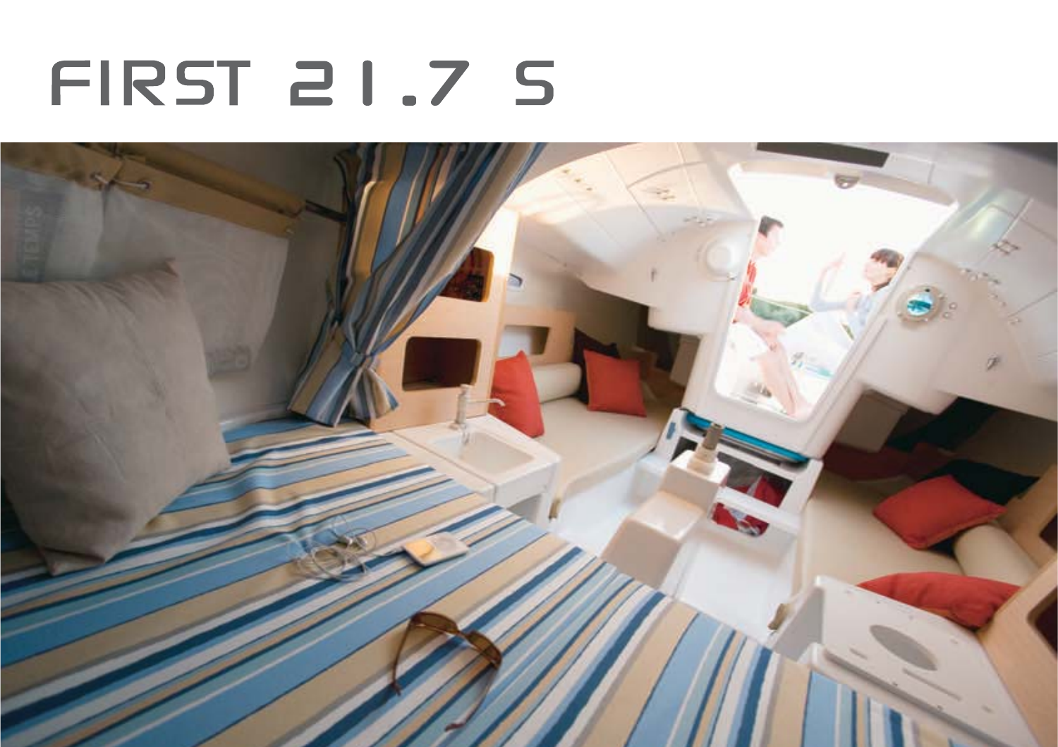# FIRST 21.7 S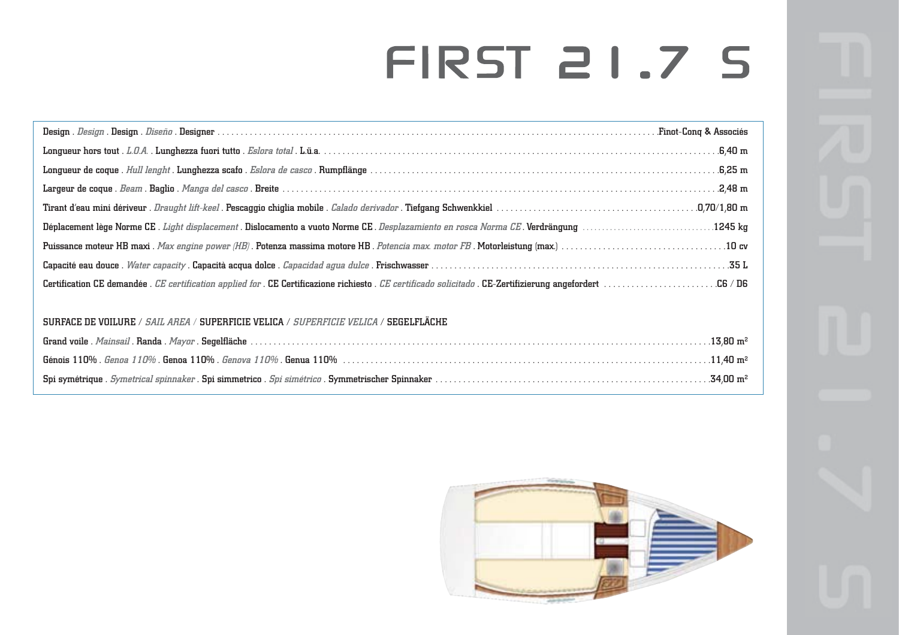# FIRST 21.7 S

Design . *Design* . Design . *Diseño* . Designer ........ Finot-Conq & Associés

Longueur hors tout . *L.O.A.* . Lunghezza fuori tutto . *Eslora total* . L.ü.a. ........ 6,40 m

Longueur de coque . *Hull lenght* . Lunghezza scafo . *Eslora de casco* . Rumpflänge ........ 6,25 m

Largeur de coque . *Beam* . Baglio . *Manga del casco* . Breite ........ 2,48 m

Tirant d'eau mini dériveur . *Draught lift-keel* . Pescaggio chiglia mobile . *Calado derivador* . Tiefgang Schwenkkiel ........ 0,70/1,80 m

Déplacement lège Norme CE . *Light displacement* . Dislocamento a vuoto Norme CE . *Desplazamiento en rosca Norma CE* . Verdrängung ........ 1245 kg

Puissance moteur HB maxi . *Max engine power (HB)* . Potenza massima motore HB . *Potencia max. motor FB* . Motorleistung (max.) ........ 10 cv

Capacité eau douce . *Water capacity* . Capacità acqua dolce . *Capacidad agua dulce* . Frischwasser ........ 35 L

Certification CE demandée . *CE certification applied for* . CE Certificazione richiesto . *CE certificado solicitado* . CE-Zertifizierung angefordert ........ C6 / D6

SURFACE DE VOILURE / *SAIL AREA* / SUPERFICIE VELICA / *SUPERFICIE VELICA* / SEGELFLÄCHE

Grand voile . *Mainsail* . Randa . *Mayor* . Segelfläche ........ 13,80 m²

Génois 110% . *Genoa 110%* . Genoa 110% . *Genova 110%* . Genua 110% ........ 11,40 m²

Spi symétrique . *Symetrical spinnaker* . Spi simmetrico . *Spi simétrico* . Symmetrischer Spinnaker ........ 34,00 m²